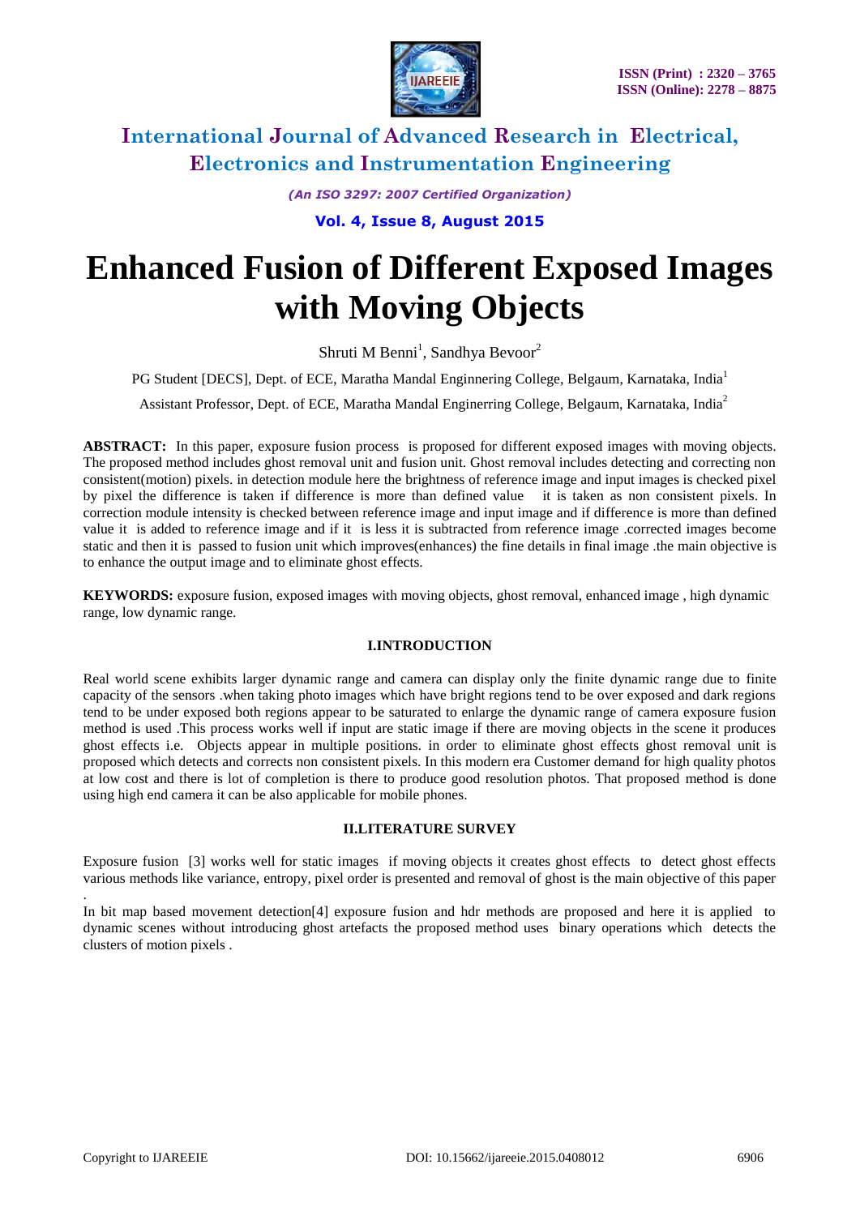# Enhanced Fusion of Different Exposed Images with Moving Objects

Shruti M Benni[1], Sandhya Bevoor[2]

PG Student [DECS], Dept. of ECE, Maratha Mandal Enginnering College, Belgaum, Karnataka, India[1]

Assistant Professor, Dept. of ECE, Maratha Mandal Enginerring College, Belgaum, Karnataka, India[2]

**ABSTRACT:** In this paper, exposure fusion process is proposed for different exposed images with moving objects. The proposed method includes ghost removal unit and fusion unit. Ghost removal includes detecting and correcting non consistent(motion) pixels. in detection module here the brightness of reference image and input images is checked pixel by pixel the difference is taken if difference is more than defined value it is taken as non consistent pixels. In correction module intensity is checked between reference image and input image and if difference is more than defined value it is added to reference image and if it is less it is subtracted from reference image .corrected images become static and then it is passed to fusion unit which improves(enhances) the fine details in final image .the main objective is to enhance the output image and to eliminate ghost effects.

**KEYWORDS:** exposure fusion, exposed images with moving objects, ghost removal, enhanced image , high dynamic range, low dynamic range.

## I.INTRODUCTION

Real world scene exhibits larger dynamic range and camera can display only the finite dynamic range due to finite capacity of the sensors .when taking photo images which have bright regions tend to be over exposed and dark regions tend to be under exposed both regions appear to be saturated to enlarge the dynamic range of camera exposure fusion method is used .This process works well if input are static image if there are moving objects in the scene it produces ghost effects i.e. Objects appear in multiple positions. in order to eliminate ghost effects ghost removal unit is proposed which detects and corrects non consistent pixels. In this modern era Customer demand for high quality photos at low cost and there is lot of completion is there to produce good resolution photos. That proposed method is done using high end camera it can be also applicable for mobile phones.

## II.LITERATURE SURVEY

Exposure fusion [3] works well for static images if moving objects it creates ghost effects to detect ghost effects various methods like variance, entropy, pixel order is presented and removal of ghost is the main objective of this paper .

In bit map based movement detection[4] exposure fusion and hdr methods are proposed and here it is applied to dynamic scenes without introducing ghost artefacts the proposed method uses binary operations which detects the clusters of motion pixels .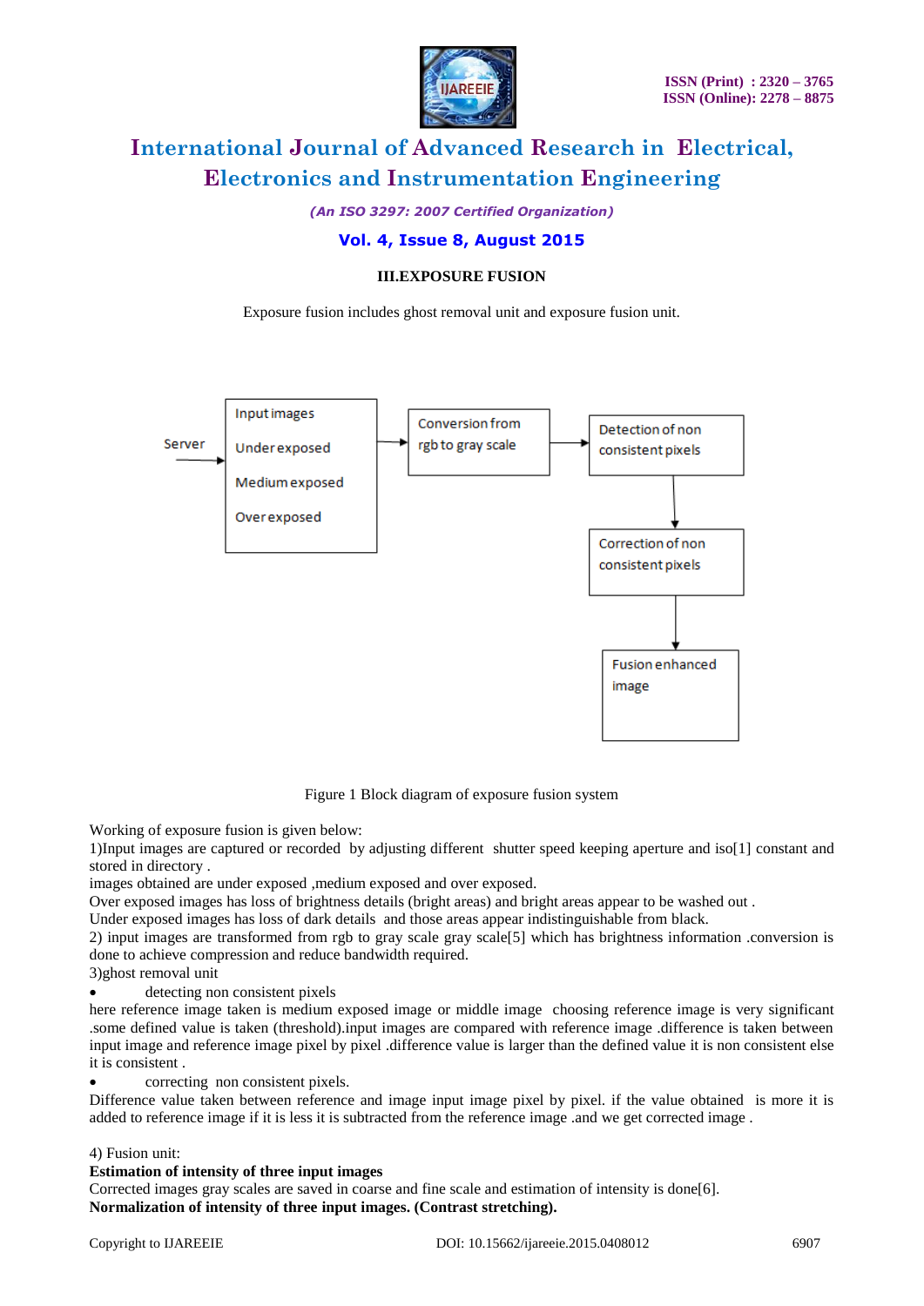### III.EXPOSURE FUSION

Exposure fusion includes ghost removal unit and exposure fusion unit.

Server → Input images (Under exposed, Medium exposed, Over exposed) → Conversion from rgb to gray scale → Detection of non consistent pixels → Correction of non consistent pixels → Fusion enhanced image

Figure 1 Block diagram of exposure fusion system

Working of exposure fusion is given below:

1)Input images are captured or recorded by adjusting different shutter speed keeping aperture and iso[1] constant and stored in directory .

images obtained are under exposed ,medium exposed and over exposed.

Over exposed images has loss of brightness details (bright areas) and bright areas appear to be washed out .

Under exposed images has loss of dark details and those areas appear indistinguishable from black.

2) input images are transformed from rgb to gray scale gray scale[5] which has brightness information .conversion is done to achieve compression and reduce bandwidth required.

3)ghost removal unit

- detecting non consistent pixels

here reference image taken is medium exposed image or middle image choosing reference image is very significant .some defined value is taken (threshold).input images are compared with reference image .difference is taken between input image and reference image pixel by pixel .difference value is larger than the defined value it is non consistent else it is consistent .

- correcting non consistent pixels.

Difference value taken between reference and image input image pixel by pixel. if the value obtained is more it is added to reference image if it is less it is subtracted from the reference image .and we get corrected image .

4) Fusion unit:

**Estimation of intensity of three input images**

Corrected images gray scales are saved in coarse and fine scale and estimation of intensity is done[6].

**Normalization of intensity of three input images. (Contrast stretching).**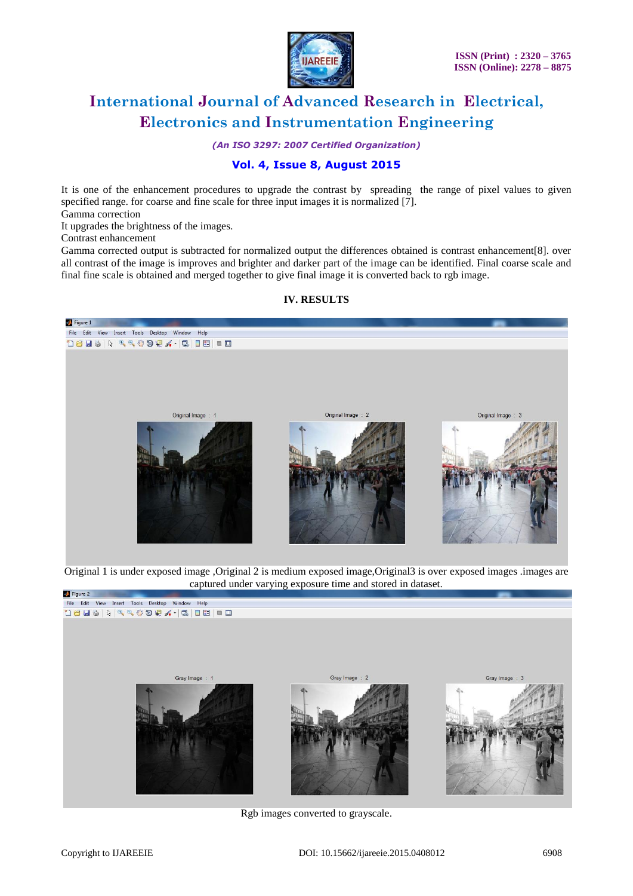It is one of the enhancement procedures to upgrade the contrast by spreading the range of pixel values to given specified range. for coarse and fine scale for three input images it is normalized [7].

Gamma correction

It upgrades the brightness of the images.

Contrast enhancement

Gamma corrected output is subtracted for normalized output the differences obtained is contrast enhancement[8]. over all contrast of the image is improves and brighter and darker part of the image can be identified. Final coarse scale and final fine scale is obtained and merged together to give final image it is converted back to rgb image.

## IV. RESULTS

Original 1 is under exposed image ,Original 2 is medium exposed image,Original3 is over exposed images .images are captured under varying exposure time and stored in dataset.

Rgb images converted to grayscale.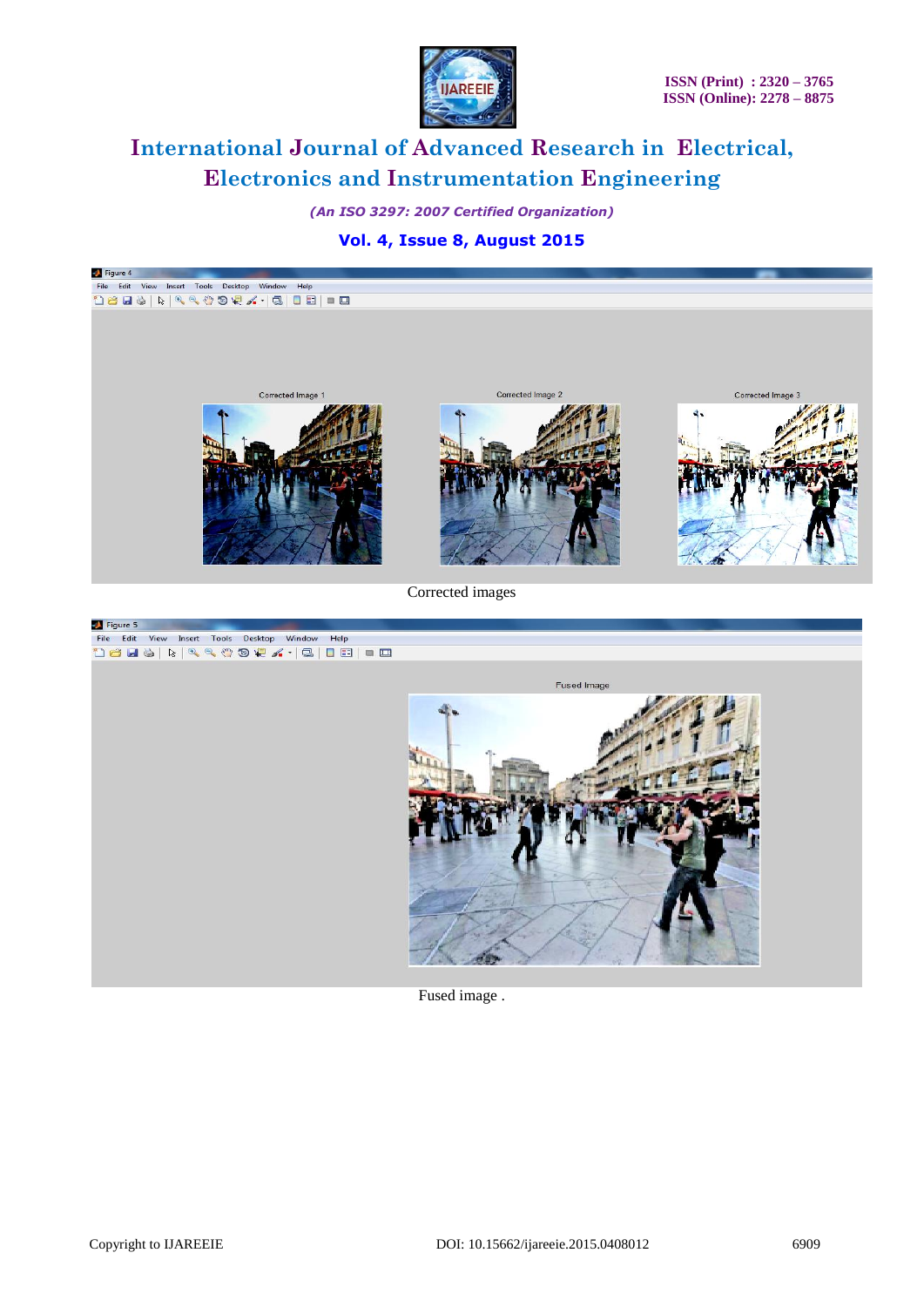Corrected images

Fused image .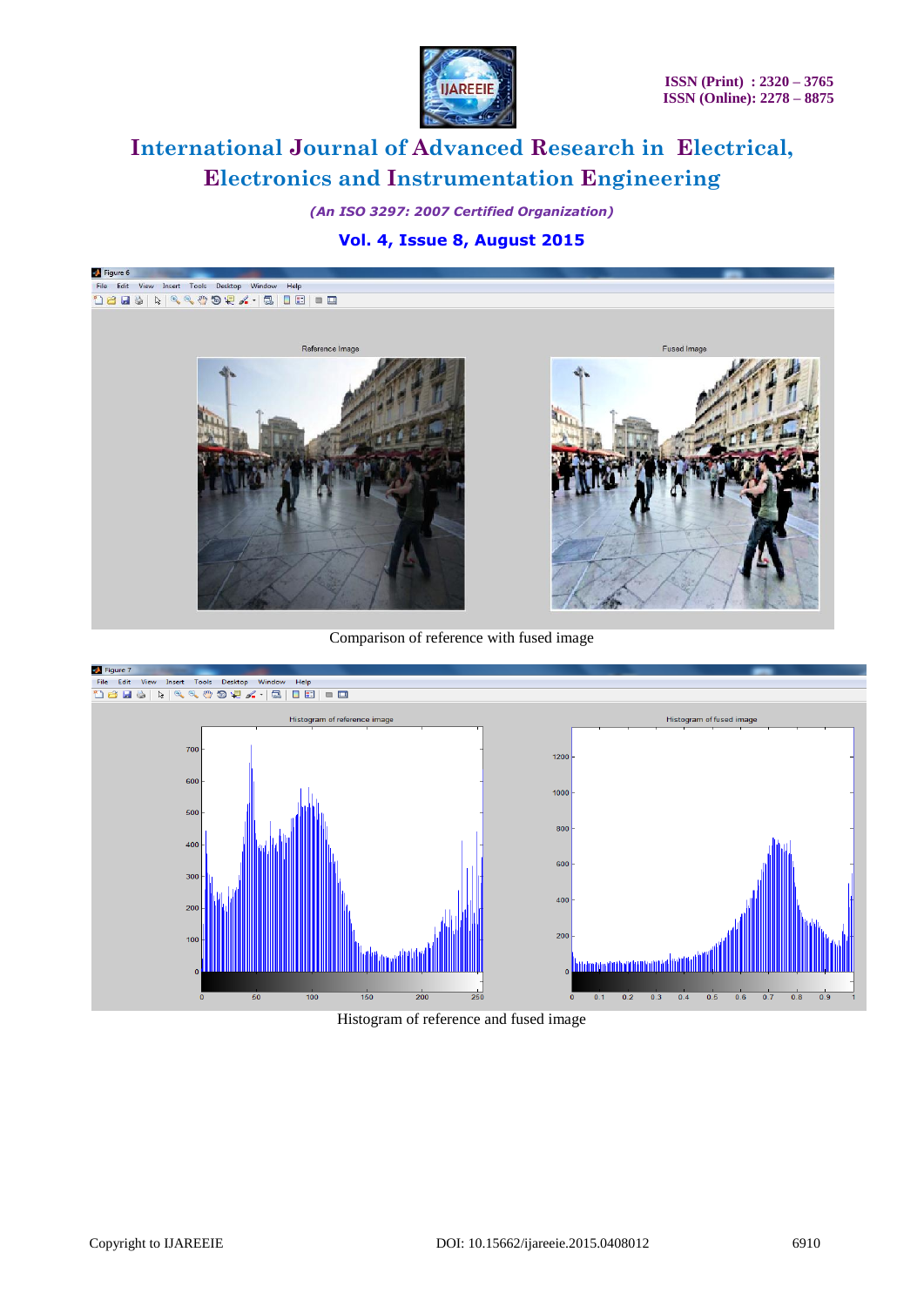Comparison of reference with fused image

Histogram of reference and fused image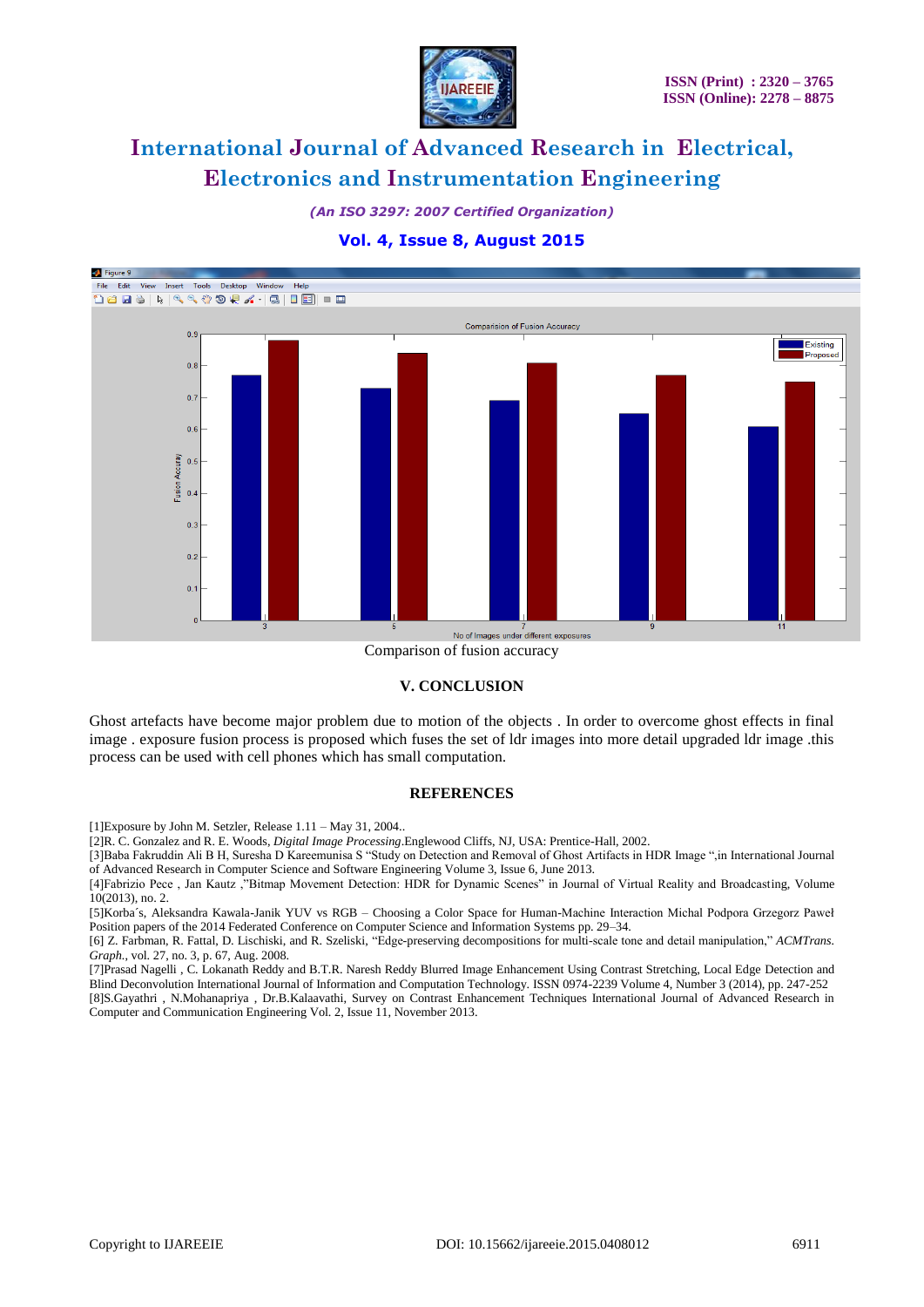Figure 9

File Edit View Insert Tools Desktop Window Help

Comparision of Fusion Accuracy

Existing
Proposed

Fusion Accuray

0.9
0.8
0.7
0.6
0.5
0.4
0.3
0.2
0.1
0

3
5
7
9
11

No of Images under different exposures

Comparison of fusion accuracy

## V. CONCLUSION

Ghost artefacts have become major problem due to motion of the objects . In order to overcome ghost effects in final image . exposure fusion process is proposed which fuses the set of ldr images into more detail upgraded ldr image .this process can be used with cell phones which has small computation.

## REFERENCES

[1]Exposure by John M. Setzler, Release 1.11 – May 31, 2004..

[2]R. C. Gonzalez and R. E. Woods, *Digital Image Processing*.Englewood Cliffs, NJ, USA: Prentice-Hall, 2002.

[3]Baba Fakruddin Ali B H, Suresha D Kareemunisa S "Study on Detection and Removal of Ghost Artifacts in HDR Image ",in International Journal of Advanced Research in Computer Science and Software Engineering Volume 3, Issue 6, June 2013.

[4]Fabrizio Pece , Jan Kautz ,"Bitmap Movement Detection: HDR for Dynamic Scenes" in Journal of Virtual Reality and Broadcasting, Volume 10(2013), no. 2.

[5]Korba´s, Aleksandra Kawala-Janik YUV vs RGB – Choosing a Color Space for Human-Machine Interaction Michal Podpora Grzegorz Paweł Position papers of the 2014 Federated Conference on Computer Science and Information Systems pp. 29–34.

[6] Z. Farbman, R. Fattal, D. Lischiski, and R. Szeliski, "Edge-preserving decompositions for multi-scale tone and detail manipulation," *ACMTrans. Graph.*, vol. 27, no. 3, p. 67, Aug. 2008.

[7]Prasad Nagelli , C. Lokanath Reddy and B.T.R. Naresh Reddy Blurred Image Enhancement Using Contrast Stretching, Local Edge Detection and Blind Deconvolution International Journal of Information and Computation Technology. ISSN 0974-2239 Volume 4, Number 3 (2014), pp. 247-252

[8]S.Gayathri , N.Mohanapriya , Dr.B.Kalaavathi, Survey on Contrast Enhancement Techniques International Journal of Advanced Research in Computer and Communication Engineering Vol. 2, Issue 11, November 2013.